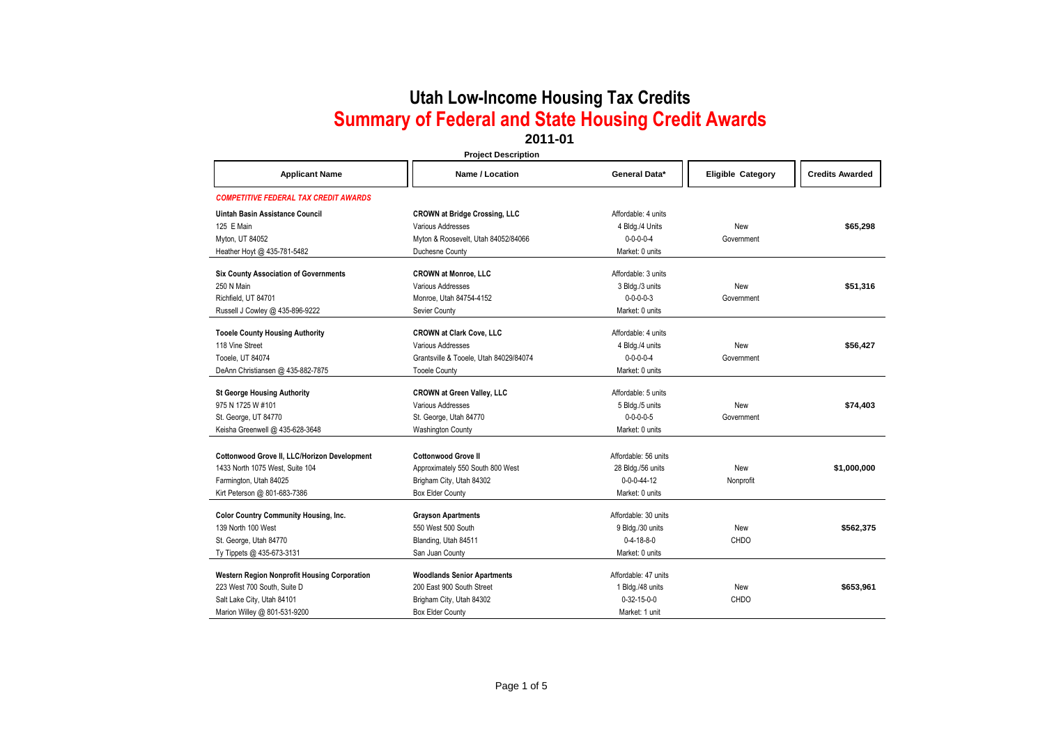# Utah Low-Income Housing Tax Credits

## Summary of Federal and State Housing Credit Awards

### 2011-01

| Applicant Name | Project Description: Name / Location | Project Description: General Data* | Eligible Category | Credits Awarded |
|---|---|---|---|---|
| ***COMPETITIVE FEDERAL TAX CREDIT AWARDS*** | | | | |
| **Uintah Basin Assistance Council**<br>125 E Main<br>Myton, UT 84052<br>Heather Hoyt @ 435-781-5482 | **CROWN at Bridge Crossing, LLC**<br>Various Addresses<br>Myton & Roosevelt, Utah 84052/84066<br>Duchesne County | Affordable: 4 units<br>4 Bldg./4 Units<br>0-0-0-0-4<br>Market: 0 units | New<br>Government | **$65,298** |
| **Six County Association of Governments**<br>250 N Main<br>Richfield, UT 84701<br>Russell J Cowley @ 435-896-9222 | **CROWN at Monroe, LLC**<br>Various Addresses<br>Monroe, Utah 84754-4152<br>Sevier County | Affordable: 3 units<br>3 Bldg./3 units<br>0-0-0-0-3<br>Market: 0 units | New<br>Government | **$51,316** |
| **Tooele County Housing Authority**<br>118 Vine Street<br>Tooele, UT 84074<br>DeAnn Christiansen @ 435-882-7875 | **CROWN at Clark Cove, LLC**<br>Various Addresses<br>Grantsville & Tooele, Utah 84029/84074<br>Tooele County | Affordable: 4 units<br>4 Bldg./4 units<br>0-0-0-0-4<br>Market: 0 units | New<br>Government | **$56,427** |
| **St George Housing Authority**<br>975 N 1725 W #101<br>St. George, UT 84770<br>Keisha Greenwell @ 435-628-3648 | **CROWN at Green Valley, LLC**<br>Various Addresses<br>St. George, Utah 84770<br>Washington County | Affordable: 5 units<br>5 Bldg./5 units<br>0-0-0-0-5<br>Market: 0 units | New<br>Government | **$74,403** |
| **Cottonwood Grove II, LLC/Horizon Development**<br>1433 North 1075 West, Suite 104<br>Farmington, Utah 84025<br>Kirt Peterson @ 801-683-7386 | **Cottonwood Grove II**<br>Approximately 550 South 800 West<br>Brigham City, Utah 84302<br>Box Elder County | Affordable: 56 units<br>28 Bldg./56 units<br>0-0-0-44-12<br>Market: 0 units | New<br>Nonprofit | **$1,000,000** |
| **Color Country Community Housing, Inc.**<br>139 North 100 West<br>St. George, Utah 84770<br>Ty Tippets @ 435-673-3131 | **Grayson Apartments**<br>550 West 500 South<br>Blanding, Utah 84511<br>San Juan County | Affordable: 30 units<br>9 Bldg./30 units<br>0-4-18-8-0<br>Market: 0 units | New<br>CHDO | **$562,375** |
| **Western Region Nonprofit Housing Corporation**<br>223 West 700 South, Suite D<br>Salt Lake City, Utah 84101<br>Marion Willey @ 801-531-9200 | **Woodlands Senior Apartments**<br>200 East 900 South Street<br>Brigham City, Utah 84302<br>Box Elder County | Affordable: 47 units<br>1 Bldg./48 units<br>0-32-15-0-0<br>Market: 1 unit | New<br>CHDO | **$653,961** |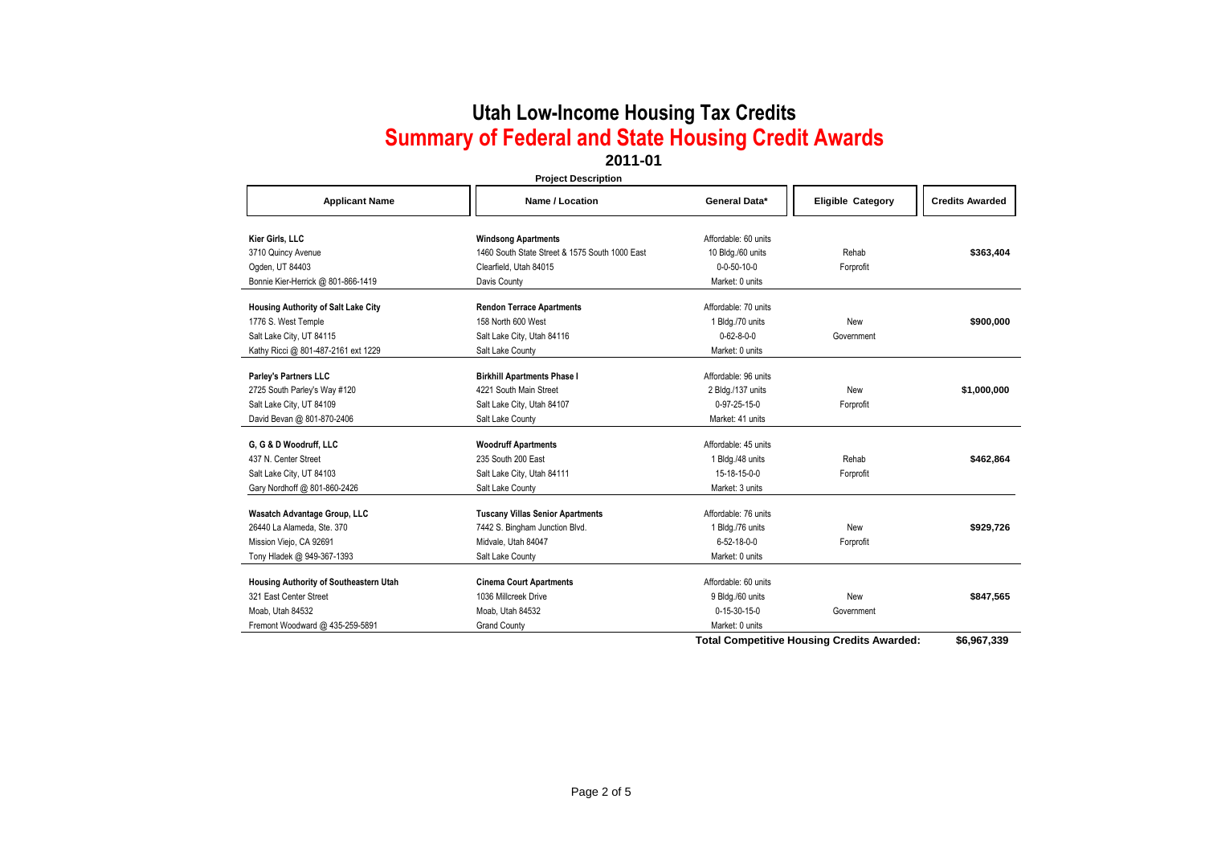# Utah Low-Income Housing Tax Credits

## Summary of Federal and State Housing Credit Awards

### 2011-01

| Applicant Name | Project Description: Name / Location | General Data* | Eligible Category | Credits Awarded |
|---|---|---|---|---|
| **Kier Girls, LLC**<br>3710 Quincy Avenue<br>Ogden, UT 84403<br>Bonnie Kier-Herrick @ 801-866-1419 | **Windsong Apartments**<br>1460 South State Street & 1575 South 1000 East<br>Clearfield, Utah 84015<br>Davis County | Affordable: 60 units<br>10 Bldg./60 units<br>0-0-50-10-0<br>Market: 0 units | Rehab<br>Forprofit | **$363,404** |
| **Housing Authority of Salt Lake City**<br>1776 S. West Temple<br>Salt Lake City, UT 84115<br>Kathy Ricci @ 801-487-2161 ext 1229 | **Rendon Terrace Apartments**<br>158 North 600 West<br>Salt Lake City, Utah 84116<br>Salt Lake County | Affordable: 70 units<br>1 Bldg./70 units<br>0-62-8-0-0<br>Market: 0 units | New<br>Government | **$900,000** |
| **Parley's Partners LLC**<br>2725 South Parley's Way #120<br>Salt Lake City, UT 84109<br>David Bevan @ 801-870-2406 | **Birkhill Apartments Phase I**<br>4221 South Main Street<br>Salt Lake City, Utah 84107<br>Salt Lake County | Affordable: 96 units<br>2 Bldg./137 units<br>0-97-25-15-0<br>Market: 41 units | New<br>Forprofit | **$1,000,000** |
| **G, G & D Woodruff, LLC**<br>437 N. Center Street<br>Salt Lake City, UT 84103<br>Gary Nordhoff @ 801-860-2426 | **Woodruff Apartments**<br>235 South 200 East<br>Salt Lake City, Utah 84111<br>Salt Lake County | Affordable: 45 units<br>1 Bldg./48 units<br>15-18-15-0-0<br>Market: 3 units | Rehab<br>Forprofit | **$462,864** |
| **Wasatch Advantage Group, LLC**<br>26440 La Alameda, Ste. 370<br>Mission Viejo, CA 92691<br>Tony Hladek @ 949-367-1393 | **Tuscany Villas Senior Apartments**<br>7442 S. Bingham Junction Blvd.<br>Midvale, Utah 84047<br>Salt Lake County | Affordable: 76 units<br>1 Bldg./76 units<br>6-52-18-0-0<br>Market: 0 units | New<br>Forprofit | **$929,726** |
| **Housing Authority of Southeastern Utah**<br>321 East Center Street<br>Moab, Utah 84532<br>Fremont Woodward @ 435-259-5891 | **Cinema Court Apartments**<br>1036 Millcreek Drive<br>Moab, Utah 84532<br>Grand County | Affordable: 60 units<br>9 Bldg./60 units<br>0-15-30-15-0<br>Market: 0 units | New<br>Government | **$847,565** |
| | | **Total Competitive Housing Credits Awarded:** | | **$6,967,339** |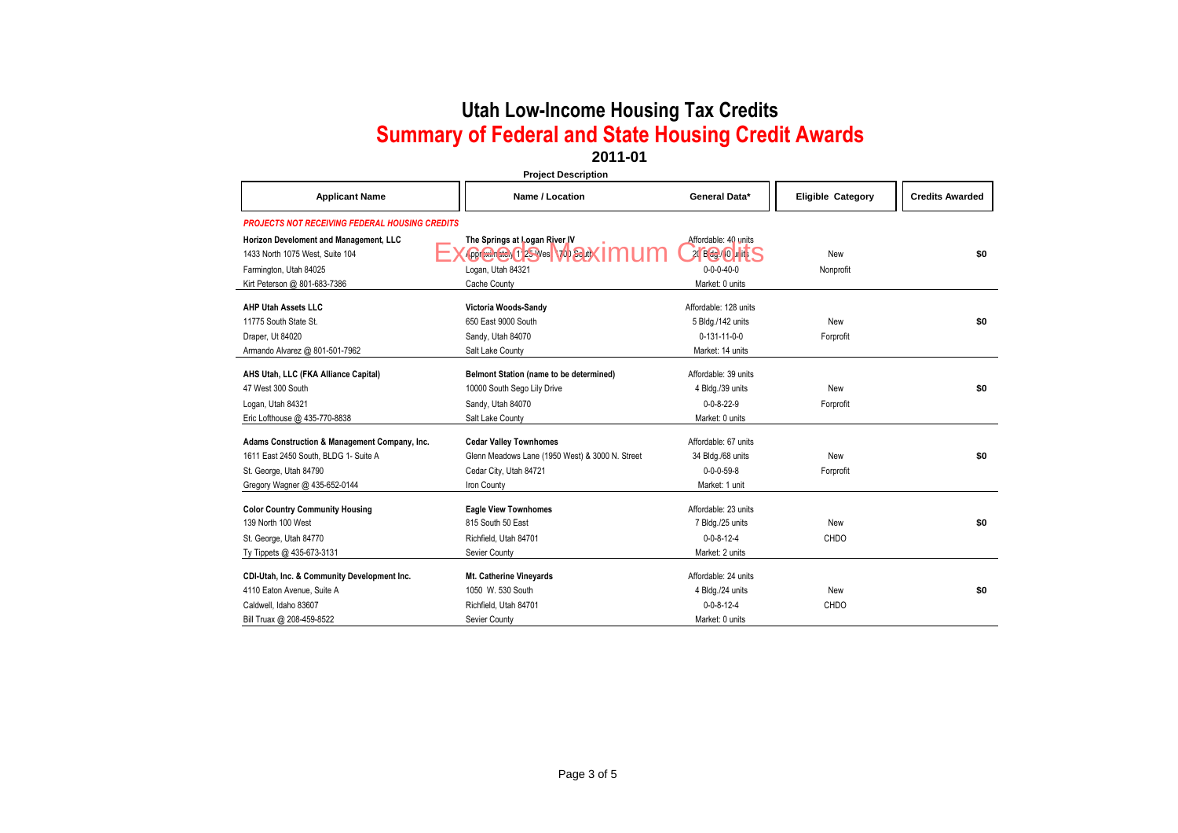# Utah Low-Income Housing Tax Credits

## Summary of Federal and State Housing Credit Awards

### 2011-01

| Applicant Name | Project Description: Name / Location | General Data* | Eligible Category | Credits Awarded |
|---|---|---|---|---|
| ***PROJECTS NOT RECEIVING FEDERAL HOUSING CREDITS*** | | | | |
| **Horizon Develoment and Management, LLC** | **The Springs at Logan River IV** | Affordable: 40 units | | |
| 1433 North 1075 West, Suite 104 | Approximately 1125 West 700 South | 20 Bldg./40 units | New | $0 |
| Farmington, Utah 84025 | Logan, Utah 84321 | 0-0-0-40-0 | Nonprofit | |
| Kirt Peterson @ 801-683-7386 | Cache County | Market: 0 units | | |
| | Exceeds Maximum Credits | | | |
| **AHP Utah Assets LLC** | **Victoria Woods-Sandy** | Affordable: 128 units | | |
| 11775 South State St. | 650 East 9000 South | 5 Bldg./142 units | New | $0 |
| Draper, Ut 84020 | Sandy, Utah 84070 | 0-131-11-0-0 | Forprofit | |
| Armando Alvarez @ 801-501-7962 | Salt Lake County | Market: 14 units | | |
| **AHS Utah, LLC (FKA Alliance Capital)** | **Belmont Station (name to be determined)** | Affordable: 39 units | | |
| 47 West 300 South | 10000 South Sego Lily Drive | 4 Bldg./39 units | New | $0 |
| Logan, Utah 84321 | Sandy, Utah 84070 | 0-0-8-22-9 | Forprofit | |
| Eric Lofthouse @ 435-770-8838 | Salt Lake County | Market: 0 units | | |
| **Adams Construction & Management Company, Inc.** | **Cedar Valley Townhomes** | Affordable: 67 units | | |
| 1611 East 2450 South, BLDG 1- Suite A | Glenn Meadows Lane (1950 West) & 3000 N. Street | 34 Bldg./68 units | New | $0 |
| St. George, Utah 84790 | Cedar City, Utah 84721 | 0-0-0-59-8 | Forprofit | |
| Gregory Wagner @ 435-652-0144 | Iron County | Market: 1 unit | | |
| **Color Country Community Housing** | **Eagle View Townhomes** | Affordable: 23 units | | |
| 139 North 100 West | 815 South 50 East | 7 Bldg./25 units | New | $0 |
| St. George, Utah 84770 | Richfield, Utah 84701 | 0-0-8-12-4 | CHDO | |
| Ty Tippets @ 435-673-3131 | Sevier County | Market: 2 units | | |
| **CDI-Utah, Inc. & Community Development Inc.** | **Mt. Catherine Vineyards** | Affordable: 24 units | | |
| 4110 Eaton Avenue, Suite A | 1050 W. 530 South | 4 Bldg./24 units | New | $0 |
| Caldwell, Idaho 83607 | Richfield, Utah 84701 | 0-0-8-12-4 | CHDO | |
| Bill Truax @ 208-459-8522 | Sevier County | Market: 0 units | | |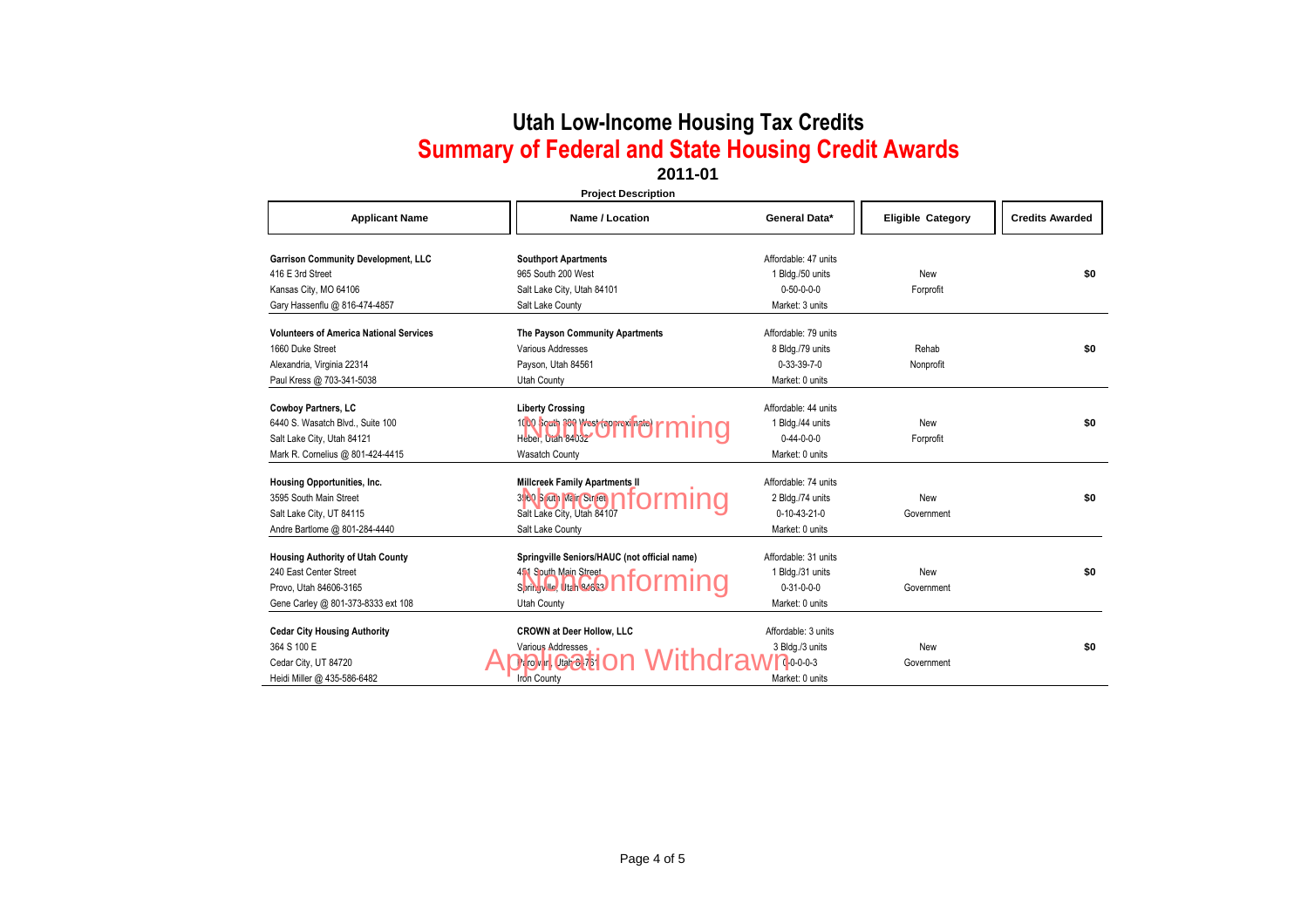# Utah Low-Income Housing Tax Credits

## Summary of Federal and State Housing Credit Awards

### 2011-01

| Applicant Name | Project Description: Name / Location | General Data* | Eligible Category | Credits Awarded |
|---|---|---|---|---|
| **Garrison Community Development, LLC**<br>416 E 3rd Street<br>Kansas City, MO 64106<br>Gary Hassenflu @ 816-474-4857 | **Southport Apartments**<br>965 South 200 West<br>Salt Lake City, Utah 84101<br>Salt Lake County | Affordable: 47 units<br>1 Bldg./50 units<br>0-50-0-0-0<br>Market: 3 units | New<br>Forprofit | **$0** |
| **Volunteers of America National Services**<br>1660 Duke Street<br>Alexandria, Virginia 22314<br>Paul Kress @ 703-341-5038 | **The Payson Community Apartments**<br>Various Addresses<br>Payson, Utah 84561<br>Utah County | Affordable: 79 units<br>8 Bldg./79 units<br>0-33-39-7-0<br>Market: 0 units | Rehab<br>Nonprofit | **$0** |
| **Cowboy Partners, LC**<br>6440 S. Wasatch Blvd., Suite 100<br>Salt Lake City, Utah 84121<br>Mark R. Cornelius @ 801-424-4415 | **Liberty Crossing**<br>1000 South 200 West (approximate)<br>Heber, Utah 84032<br>Wasatch County<br>Nonconforming | Affordable: 44 units<br>1 Bldg./44 units<br>0-44-0-0-0<br>Market: 0 units | New<br>Forprofit | **$0** |
| **Housing Opportunities, Inc.**<br>3595 South Main Street<br>Salt Lake City, UT 84115<br>Andre Bartlome @ 801-284-4440 | **Millcreek Family Apartments II**<br>3960 South Main Street<br>Salt Lake City, Utah 84107<br>Salt Lake County<br>Nonconforming | Affordable: 74 units<br>2 Bldg./74 units<br>0-10-43-21-0<br>Market: 0 units | New<br>Government | **$0** |
| **Housing Authority of Utah County**<br>240 East Center Street<br>Provo, Utah 84606-3165<br>Gene Carley @ 801-373-8333 ext 108 | **Springville Seniors/HAUC (not official name)**<br>451 South Main Street<br>Springville, Utah 84663<br>Utah County<br>Nonconforming | Affordable: 31 units<br>1 Bldg./31 units<br>0-31-0-0-0<br>Market: 0 units | New<br>Government | **$0** |
| **Cedar City Housing Authority**<br>364 S 100 E<br>Cedar City, UT 84720<br>Heidi Miller @ 435-586-6482 | **CROWN at Deer Hollow, LLC**<br>Various Addresses<br>Parowan, Utah 84761<br>Iron County<br>Application Withdrawn | Affordable: 3 units<br>3 Bldg./3 units<br>0-0-0-0-3<br>Market: 0 units | New<br>Government | **$0** |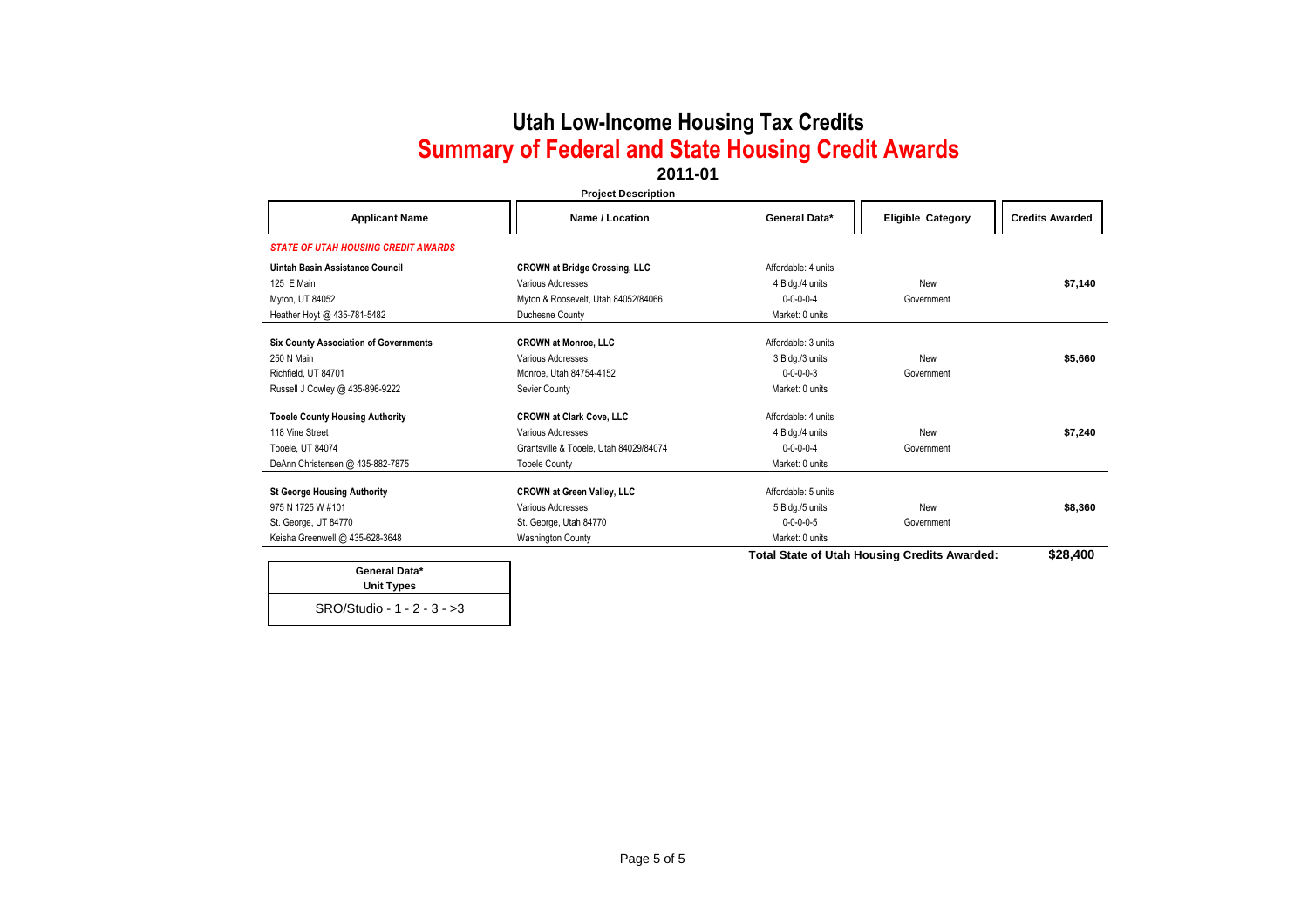# Utah Low-Income Housing Tax Credits

## Summary of Federal and State Housing Credit Awards

### 2011-01

| Applicant Name | Project Description: Name / Location | General Data* | Eligible Category | Credits Awarded |
|---|---|---|---|---|
| ***STATE OF UTAH HOUSING CREDIT AWARDS*** | | | | |
| **Uintah Basin Assistance Council** | **CROWN at Bridge Crossing, LLC** | Affordable: 4 units | | |
| 125 E Main | Various Addresses | 4 Bldg./4 units | New | **$7,140** |
| Myton, UT 84052 | Myton & Roosevelt, Utah 84052/84066 | 0-0-0-0-4 | Government | |
| Heather Hoyt @ 435-781-5482 | Duchesne County | Market: 0 units | | |
| **Six County Association of Governments** | **CROWN at Monroe, LLC** | Affordable: 3 units | | |
| 250 N Main | Various Addresses | 3 Bldg./3 units | New | **$5,660** |
| Richfield, UT 84701 | Monroe, Utah 84754-4152 | 0-0-0-0-3 | Government | |
| Russell J Cowley @ 435-896-9222 | Sevier County | Market: 0 units | | |
| **Tooele County Housing Authority** | **CROWN at Clark Cove, LLC** | Affordable: 4 units | | |
| 118 Vine Street | Various Addresses | 4 Bldg./4 units | New | **$7,240** |
| Tooele, UT 84074 | Grantsville & Tooele, Utah 84029/84074 | 0-0-0-0-4 | Government | |
| DeAnn Christensen @ 435-882-7875 | Tooele County | Market: 0 units | | |
| **St George Housing Authority** | **CROWN at Green Valley, LLC** | Affordable: 5 units | | |
| 975 N 1725 W #101 | Various Addresses | 5 Bldg./5 units | New | **$8,360** |
| St. George, UT 84770 | St. George, Utah 84770 | 0-0-0-0-5 | Government | |
| Keisha Greenwell @ 435-628-3648 | Washington County | Market: 0 units | | |
| | | **Total State of Utah Housing Credits Awarded:** | | **$28,400** |

| General Data* Unit Types |
|---|
| SRO/Studio - 1 - 2 - 3 - >3 |